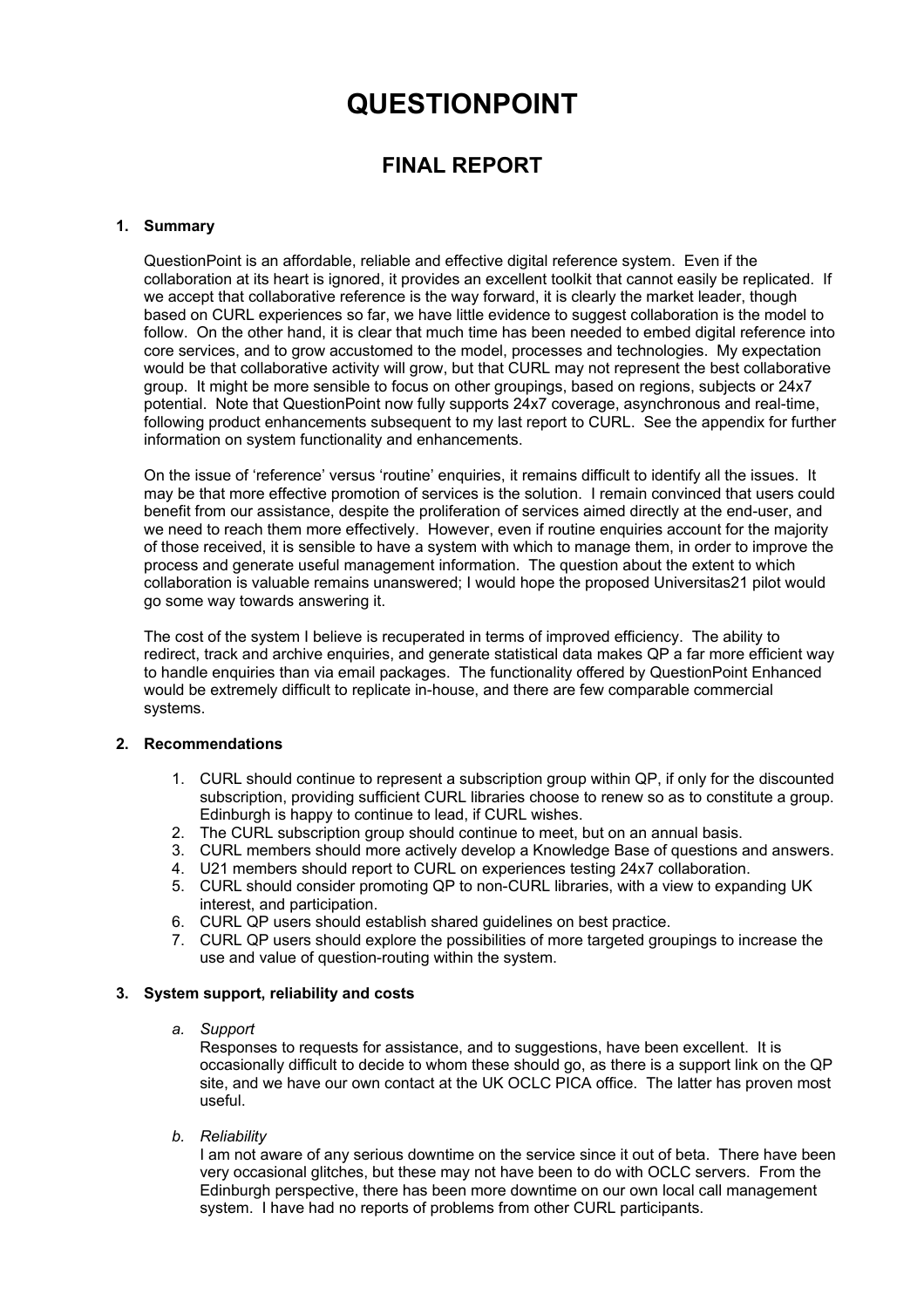# QUESTIONPOINT

## FINAL REPORT

### 1. Summary

QuestionPoint is an affordable, reliable and effective digital reference system. Even if the collaboration at its heart is ignored, it provides an excellent toolkit that cannot easily be replicated. If we accept that collaborative reference is the way forward, it is clearly the market leader, though based on CURL experiences so far, we have little evidence to suggest collaboration is the model to follow. On the other hand, it is clear that much time has been needed to embed digital reference into core services, and to grow accustomed to the model, processes and technologies. My expectation would be that collaborative activity will grow, but that CURL may not represent the best collaborative group. It might be more sensible to focus on other groupings, based on regions, subjects or 24x7 potential. Note that QuestionPoint now fully supports 24x7 coverage, asynchronous and real-time, following product enhancements subsequent to my last report to CURL. See the appendix for further information on system functionality and enhancements.

On the issue of 'reference' versus 'routine' enquiries, it remains difficult to identify all the issues. It may be that more effective promotion of services is the solution. I remain convinced that users could benefit from our assistance, despite the proliferation of services aimed directly at the end-user, and we need to reach them more effectively. However, even if routine enquiries account for the majority of those received, it is sensible to have a system with which to manage them, in order to improve the process and generate useful management information. The question about the extent to which collaboration is valuable remains unanswered; I would hope the proposed Universitas21 pilot would go some way towards answering it.

The cost of the system I believe is recuperated in terms of improved efficiency. The ability to redirect, track and archive enquiries, and generate statistical data makes QP a far more efficient way to handle enquiries than via email packages. The functionality offered by QuestionPoint Enhanced would be extremely difficult to replicate in-house, and there are few comparable commercial systems.

### 2. Recommendations

1. CURL should continue to represent a subscription group within QP, if only for the discounted subscription, providing sufficient CURL libraries choose to renew so as to constitute a group. Edinburgh is happy to continue to lead, if CURL wishes.
2. The CURL subscription group should continue to meet, but on an annual basis.
3. CURL members should more actively develop a Knowledge Base of questions and answers.
4. U21 members should report to CURL on experiences testing 24x7 collaboration.
5. CURL should consider promoting QP to non-CURL libraries, with a view to expanding UK interest, and participation.
6. CURL QP users should establish shared guidelines on best practice.
7. CURL QP users should explore the possibilities of more targeted groupings to increase the use and value of question-routing within the system.

### 3. System support, reliability and costs

*a. Support*

Responses to requests for assistance, and to suggestions, have been excellent. It is occasionally difficult to decide to whom these should go, as there is a support link on the QP site, and we have our own contact at the UK OCLC PICA office. The latter has proven most useful.

*b. Reliability*

I am not aware of any serious downtime on the service since it out of beta. There have been very occasional glitches, but these may not have been to do with OCLC servers. From the Edinburgh perspective, there has been more downtime on our own local call management system. I have had no reports of problems from other CURL participants.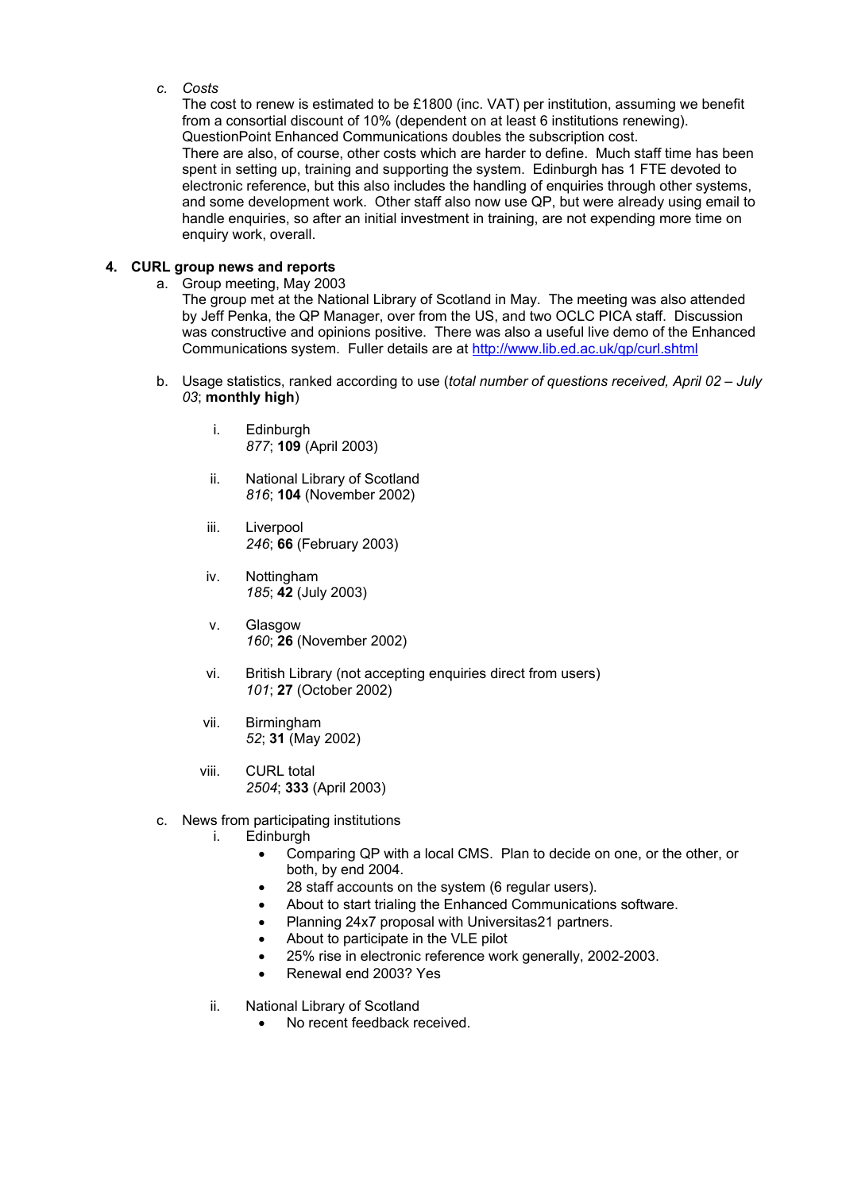c. *Costs*

The cost to renew is estimated to be £1800 (inc. VAT) per institution, assuming we benefit from a consortial discount of 10% (dependent on at least 6 institutions renewing). QuestionPoint Enhanced Communications doubles the subscription cost.

There are also, of course, other costs which are harder to define. Much staff time has been spent in setting up, training and supporting the system. Edinburgh has 1 FTE devoted to electronic reference, but this also includes the handling of enquiries through other systems, and some development work. Other staff also now use QP, but were already using email to handle enquiries, so after an initial investment in training, are not expending more time on enquiry work, overall.

## 4. CURL group news and reports

a. Group meeting, May 2003

The group met at the National Library of Scotland in May. The meeting was also attended by Jeff Penka, the QP Manager, over from the US, and two OCLC PICA staff. Discussion was constructive and opinions positive. There was also a useful live demo of the Enhanced Communications system. Fuller details are at [http://www.lib.ed.ac.uk/qp/curl.shtml](http://www.lib.ed.ac.uk/qp/curl.shtml)

b. Usage statistics, ranked according to use (*total number of questions received, April 02 – July 03*; **monthly high**)

i. Edinburgh
*877*; **109** (April 2003)

ii. National Library of Scotland
*816*; **104** (November 2002)

iii. Liverpool
*246*; **66** (February 2003)

iv. Nottingham
*185*; **42** (July 2003)

v. Glasgow
*160*; **26** (November 2002)

vi. British Library (not accepting enquiries direct from users)
*101*; **27** (October 2002)

vii. Birmingham
*52*; **31** (May 2002)

viii. CURL total
*2504*; **333** (April 2003)

c. News from participating institutions

i. Edinburgh
- Comparing QP with a local CMS. Plan to decide on one, or the other, or both, by end 2004.
- 28 staff accounts on the system (6 regular users).
- About to start trialing the Enhanced Communications software.
- Planning 24x7 proposal with Universitas21 partners.
- About to participate in the VLE pilot
- 25% rise in electronic reference work generally, 2002-2003.
- Renewal end 2003? Yes

ii. National Library of Scotland
- No recent feedback received.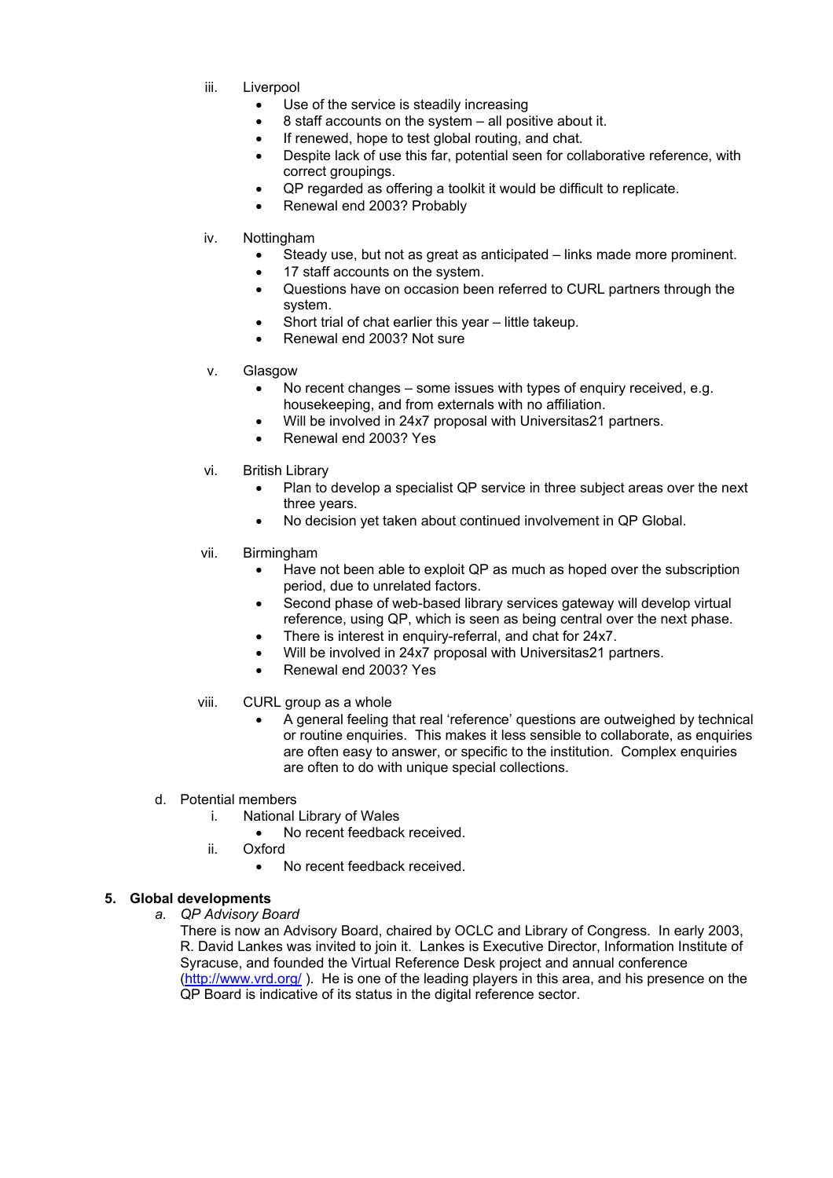iii. Liverpool
   - Use of the service is steadily increasing
   - 8 staff accounts on the system – all positive about it.
   - If renewed, hope to test global routing, and chat.
   - Despite lack of use this far, potential seen for collaborative reference, with correct groupings.
   - QP regarded as offering a toolkit it would be difficult to replicate.
   - Renewal end 2003? Probably

iv. Nottingham
   - Steady use, but not as great as anticipated – links made more prominent.
   - 17 staff accounts on the system.
   - Questions have on occasion been referred to CURL partners through the system.
   - Short trial of chat earlier this year – little takeup.
   - Renewal end 2003? Not sure

v. Glasgow
   - No recent changes – some issues with types of enquiry received, e.g. housekeeping, and from externals with no affiliation.
   - Will be involved in 24x7 proposal with Universitas21 partners.
   - Renewal end 2003? Yes

vi. British Library
   - Plan to develop a specialist QP service in three subject areas over the next three years.
   - No decision yet taken about continued involvement in QP Global.

vii. Birmingham
   - Have not been able to exploit QP as much as hoped over the subscription period, due to unrelated factors.
   - Second phase of web-based library services gateway will develop virtual reference, using QP, which is seen as being central over the next phase.
   - There is interest in enquiry-referral, and chat for 24x7.
   - Will be involved in 24x7 proposal with Universitas21 partners.
   - Renewal end 2003? Yes

viii. CURL group as a whole
   - A general feeling that real 'reference' questions are outweighed by technical or routine enquiries. This makes it less sensible to collaborate, as enquiries are often easy to answer, or specific to the institution. Complex enquiries are often to do with unique special collections.

d. Potential members
   i. National Library of Wales
      - No recent feedback received.
   ii. Oxford
      - No recent feedback received.

## 5. Global developments

*a. QP Advisory Board*

There is now an Advisory Board, chaired by OCLC and Library of Congress. In early 2003, R. David Lankes was invited to join it. Lankes is Executive Director, Information Institute of Syracuse, and founded the Virtual Reference Desk project and annual conference (http://www.vrd.org/ ). He is one of the leading players in this area, and his presence on the QP Board is indicative of its status in the digital reference sector.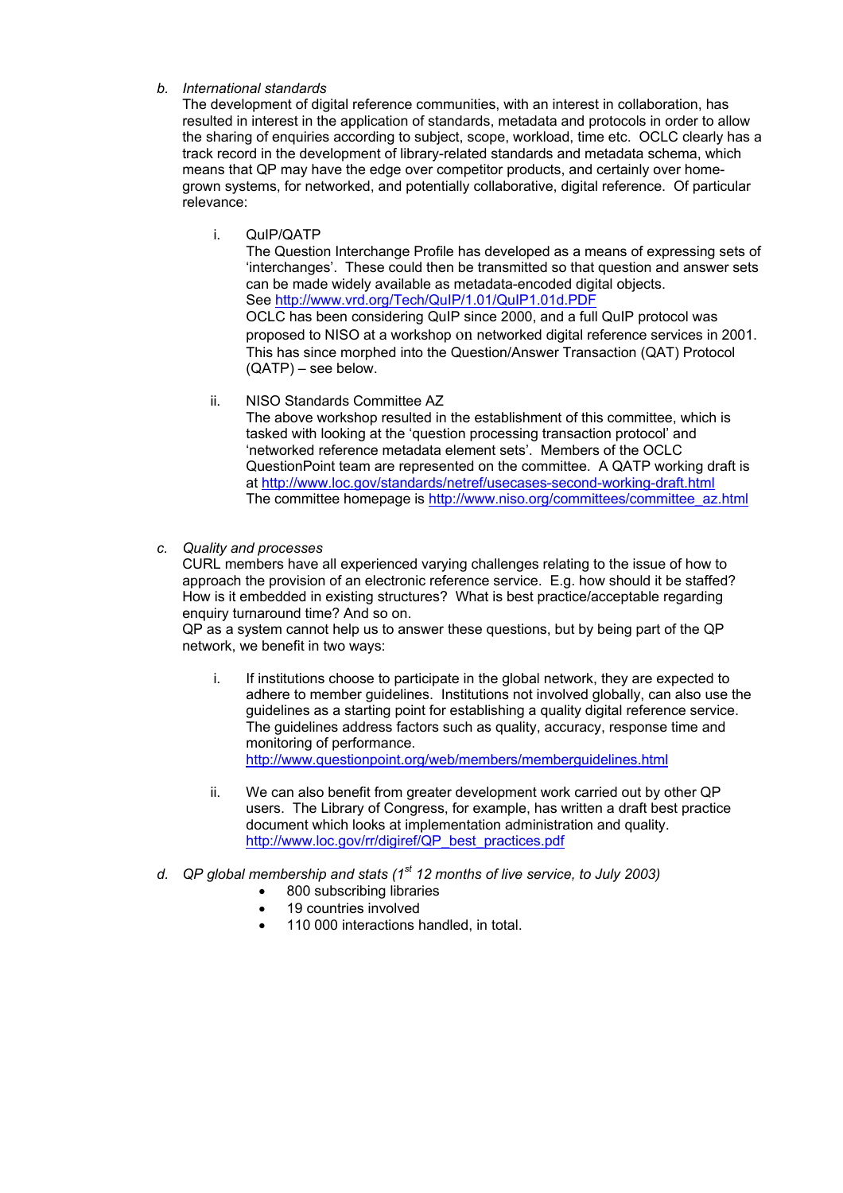*b. International standards*

The development of digital reference communities, with an interest in collaboration, has resulted in interest in the application of standards, metadata and protocols in order to allow the sharing of enquiries according to subject, scope, workload, time etc. OCLC clearly has a track record in the development of library-related standards and metadata schema, which means that QP may have the edge over competitor products, and certainly over home-grown systems, for networked, and potentially collaborative, digital reference. Of particular relevance:

i. QuIP/QATP
   The Question Interchange Profile has developed as a means of expressing sets of 'interchanges'. These could then be transmitted so that question and answer sets can be made widely available as metadata-encoded digital objects.
   See http://www.vrd.org/Tech/QuIP/1.01/QuIP1.01d.PDF
   OCLC has been considering QuIP since 2000, and a full QuIP protocol was proposed to NISO at a workshop on networked digital reference services in 2001. This has since morphed into the Question/Answer Transaction (QAT) Protocol (QATP) – see below.

ii. NISO Standards Committee AZ
   The above workshop resulted in the establishment of this committee, which is tasked with looking at the 'question processing transaction protocol' and 'networked reference metadata element sets'. Members of the OCLC QuestionPoint team are represented on the committee. A QATP working draft is at http://www.loc.gov/standards/netref/usecases-second-working-draft.html
   The committee homepage is http://www.niso.org/committees/committee_az.html

*c. Quality and processes*

CURL members have all experienced varying challenges relating to the issue of how to approach the provision of an electronic reference service. E.g. how should it be staffed? How is it embedded in existing structures? What is best practice/acceptable regarding enquiry turnaround time? And so on.
QP as a system cannot help us to answer these questions, but by being part of the QP network, we benefit in two ways:

i. If institutions choose to participate in the global network, they are expected to adhere to member guidelines. Institutions not involved globally, can also use the guidelines as a starting point for establishing a quality digital reference service. The guidelines address factors such as quality, accuracy, response time and monitoring of performance.
   http://www.questionpoint.org/web/members/memberguidelines.html

ii. We can also benefit from greater development work carried out by other QP users. The Library of Congress, for example, has written a draft best practice document which looks at implementation administration and quality.
   http://www.loc.gov/rr/digiref/QP_best_practices.pdf

*d. QP global membership and stats (1st 12 months of live service, to July 2003)*

- 800 subscribing libraries
- 19 countries involved
- 110 000 interactions handled, in total.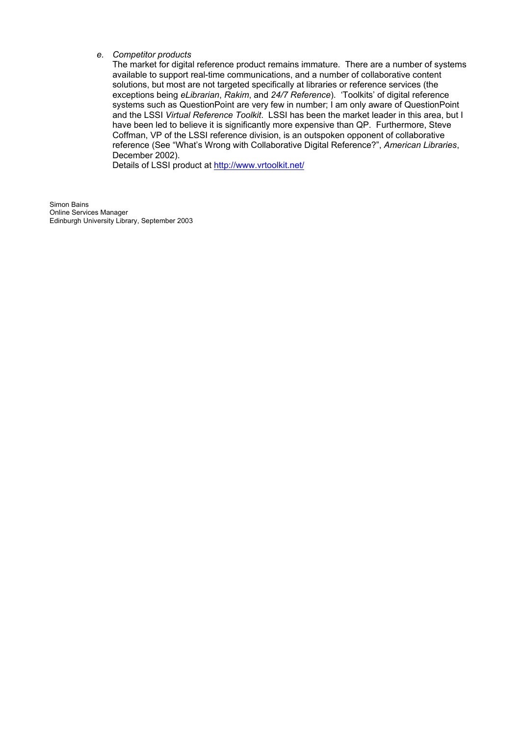*e. Competitor products*

The market for digital reference product remains immature. There are a number of systems available to support real-time communications, and a number of collaborative content solutions, but most are not targeted specifically at libraries or reference services (the exceptions being *eLibrarian*, *Rakim*, and *24/7 Reference*). 'Toolkits' of digital reference systems such as QuestionPoint are very few in number; I am only aware of QuestionPoint and the LSSI *Virtual Reference Toolkit*. LSSI has been the market leader in this area, but I have been led to believe it is significantly more expensive than QP. Furthermore, Steve Coffman, VP of the LSSI reference division, is an outspoken opponent of collaborative reference (See "What's Wrong with Collaborative Digital Reference?", *American Libraries*, December 2002).

Details of LSSI product at http://www.vrtoolkit.net/

Simon Bains
Online Services Manager
Edinburgh University Library, September 2003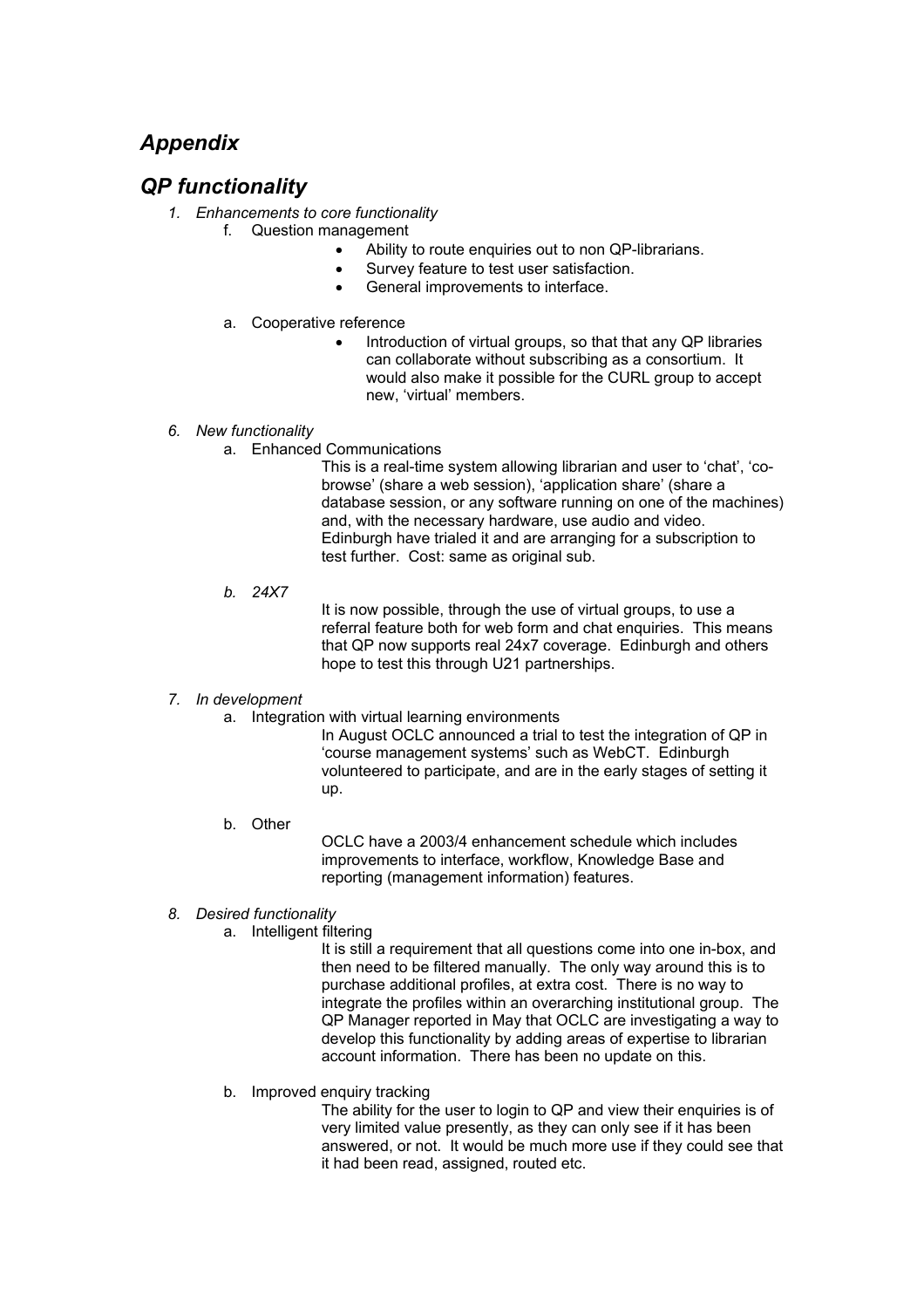## *Appendix*

## *QP functionality*

1. *Enhancements to core functionality*
   f. Question management
      - Ability to route enquiries out to non QP-librarians.
      - Survey feature to test user satisfaction.
      - General improvements to interface.

   a. Cooperative reference
      - Introduction of virtual groups, so that that any QP libraries can collaborate without subscribing as a consortium. It would also make it possible for the CURL group to accept new, 'virtual' members.

6. *New functionality*
   a. Enhanced Communications

      This is a real-time system allowing librarian and user to 'chat', 'co-browse' (share a web session), 'application share' (share a database session, or any software running on one of the machines) and, with the necessary hardware, use audio and video. Edinburgh have trialed it and are arranging for a subscription to test further. Cost: same as original sub.

   *b. 24X7*

      It is now possible, through the use of virtual groups, to use a referral feature both for web form and chat enquiries. This means that QP now supports real 24x7 coverage. Edinburgh and others hope to test this through U21 partnerships.

7. *In development*
   a. Integration with virtual learning environments

      In August OCLC announced a trial to test the integration of QP in 'course management systems' such as WebCT. Edinburgh volunteered to participate, and are in the early stages of setting it up.

   b. Other

      OCLC have a 2003/4 enhancement schedule which includes improvements to interface, workflow, Knowledge Base and reporting (management information) features.

8. *Desired functionality*
   a. Intelligent filtering

      It is still a requirement that all questions come into one in-box, and then need to be filtered manually. The only way around this is to purchase additional profiles, at extra cost. There is no way to integrate the profiles within an overarching institutional group. The QP Manager reported in May that OCLC are investigating a way to develop this functionality by adding areas of expertise to librarian account information. There has been no update on this.

   b. Improved enquiry tracking

      The ability for the user to login to QP and view their enquiries is of very limited value presently, as they can only see if it has been answered, or not. It would be much more use if they could see that it had been read, assigned, routed etc.